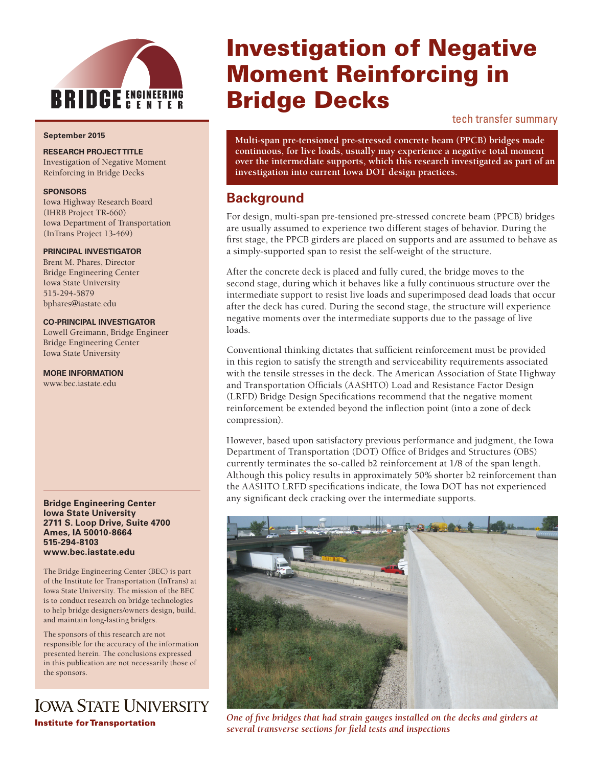# Investigation of Negative Moment Reinforcing in Bridge Decks

tech transfer summary

**September 2015**

**RESEARCH PROJECT TITLE**
Investigation of Negative Moment Reinforcing in Bridge Decks

**SPONSORS**
Iowa Highway Research Board (IHRB Project TR-660)
Iowa Department of Transportation (InTrans Project 13-469)

**PRINCIPAL INVESTIGATOR**
Brent M. Phares, Director
Bridge Engineering Center
Iowa State University
515-294-5879
bphares@iastate.edu

**CO-PRINCIPAL INVESTIGATOR**
Lowell Greimann, Bridge Engineer
Bridge Engineering Center
Iowa State University

**MORE INFORMATION**
www.bec.iastate.edu

**Bridge Engineering Center**
**Iowa State University**
**2711 S. Loop Drive, Suite 4700**
**Ames, IA 50010-8664**
**515-294-8103**
**www.bec.iastate.edu**

The Bridge Engineering Center (BEC) is part of the Institute for Transportation (InTrans) at Iowa State University. The mission of the BEC is to conduct research on bridge technologies to help bridge designers/owners design, build, and maintain long-lasting bridges.

The sponsors of this research are not responsible for the accuracy of the information presented herein. The conclusions expressed in this publication are not necessarily those of the sponsors.

**Multi-span pre-tensioned pre-stressed concrete beam (PPCB) bridges made continuous, for live loads, usually may experience a negative total moment over the intermediate supports, which this research investigated as part of an investigation into current Iowa DOT design practices.**

## Background

For design, multi-span pre-tensioned pre-stressed concrete beam (PPCB) bridges are usually assumed to experience two different stages of behavior. During the first stage, the PPCB girders are placed on supports and are assumed to behave as a simply-supported span to resist the self-weight of the structure.

After the concrete deck is placed and fully cured, the bridge moves to the second stage, during which it behaves like a fully continuous structure over the intermediate support to resist live loads and superimposed dead loads that occur after the deck has cured. During the second stage, the structure will experience negative moments over the intermediate supports due to the passage of live loads.

Conventional thinking dictates that sufficient reinforcement must be provided in this region to satisfy the strength and serviceability requirements associated with the tensile stresses in the deck. The American Association of State Highway and Transportation Officials (AASHTO) Load and Resistance Factor Design (LRFD) Bridge Design Specifications recommend that the negative moment reinforcement be extended beyond the inflection point (into a zone of deck compression).

However, based upon satisfactory previous performance and judgment, the Iowa Department of Transportation (DOT) Office of Bridges and Structures (OBS) currently terminates the so-called b2 reinforcement at 1/8 of the span length. Although this policy results in approximately 50% shorter b2 reinforcement than the AASHTO LRFD specifications indicate, the Iowa DOT has not experienced any significant deck cracking over the intermediate supports.

*One of five bridges that had strain gauges installed on the decks and girders at several transverse sections for field tests and inspections*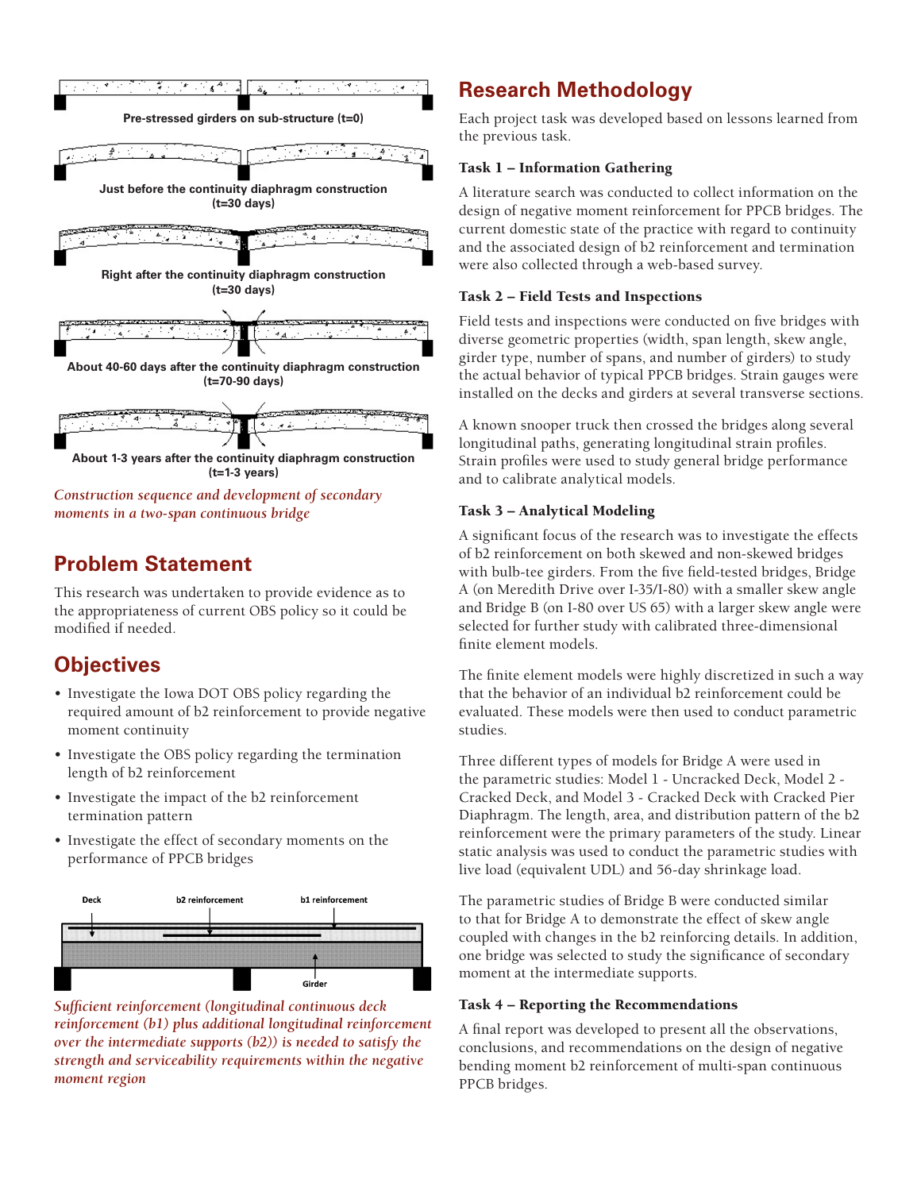Pre-stressed girders on sub-structure (t=0)

Just before the continuity diaphragm construction (t=30 days)

Right after the continuity diaphragm construction (t=30 days)

About 40-60 days after the continuity diaphragm construction (t=70-90 days)

About 1-3 years after the continuity diaphragm construction (t=1-3 years)

*Construction sequence and development of secondary moments in a two-span continuous bridge*

## Problem Statement

This research was undertaken to provide evidence as to the appropriateness of current OBS policy so it could be modified if needed.

## Objectives

- Investigate the Iowa DOT OBS policy regarding the required amount of b2 reinforcement to provide negative moment continuity
- Investigate the OBS policy regarding the termination length of b2 reinforcement
- Investigate the impact of the b2 reinforcement termination pattern
- Investigate the effect of secondary moments on the performance of PPCB bridges

Deck　b2 reinforcement　b1 reinforcement　Girder

*Sufficient reinforcement (longitudinal continuous deck reinforcement (b1) plus additional longitudinal reinforcement over the intermediate supports (b2)) is needed to satisfy the strength and serviceability requirements within the negative moment region*

## Research Methodology

Each project task was developed based on lessons learned from the previous task.

### Task 1 – Information Gathering

A literature search was conducted to collect information on the design of negative moment reinforcement for PPCB bridges. The current domestic state of the practice with regard to continuity and the associated design of b2 reinforcement and termination were also collected through a web-based survey.

### Task 2 – Field Tests and Inspections

Field tests and inspections were conducted on five bridges with diverse geometric properties (width, span length, skew angle, girder type, number of spans, and number of girders) to study the actual behavior of typical PPCB bridges. Strain gauges were installed on the decks and girders at several transverse sections.

A known snooper truck then crossed the bridges along several longitudinal paths, generating longitudinal strain profiles. Strain profiles were used to study general bridge performance and to calibrate analytical models.

### Task 3 – Analytical Modeling

A significant focus of the research was to investigate the effects of b2 reinforcement on both skewed and non-skewed bridges with bulb-tee girders. From the five field-tested bridges, Bridge A (on Meredith Drive over I-35/I-80) with a smaller skew angle and Bridge B (on I-80 over US 65) with a larger skew angle were selected for further study with calibrated three-dimensional finite element models.

The finite element models were highly discretized in such a way that the behavior of an individual b2 reinforcement could be evaluated. These models were then used to conduct parametric studies.

Three different types of models for Bridge A were used in the parametric studies: Model 1 - Uncracked Deck, Model 2 - Cracked Deck, and Model 3 - Cracked Deck with Cracked Pier Diaphragm. The length, area, and distribution pattern of the b2 reinforcement were the primary parameters of the study. Linear static analysis was used to conduct the parametric studies with live load (equivalent UDL) and 56-day shrinkage load.

The parametric studies of Bridge B were conducted similar to that for Bridge A to demonstrate the effect of skew angle coupled with changes in the b2 reinforcing details. In addition, one bridge was selected to study the significance of secondary moment at the intermediate supports.

### Task 4 – Reporting the Recommendations

A final report was developed to present all the observations, conclusions, and recommendations on the design of negative bending moment b2 reinforcement of multi-span continuous PPCB bridges.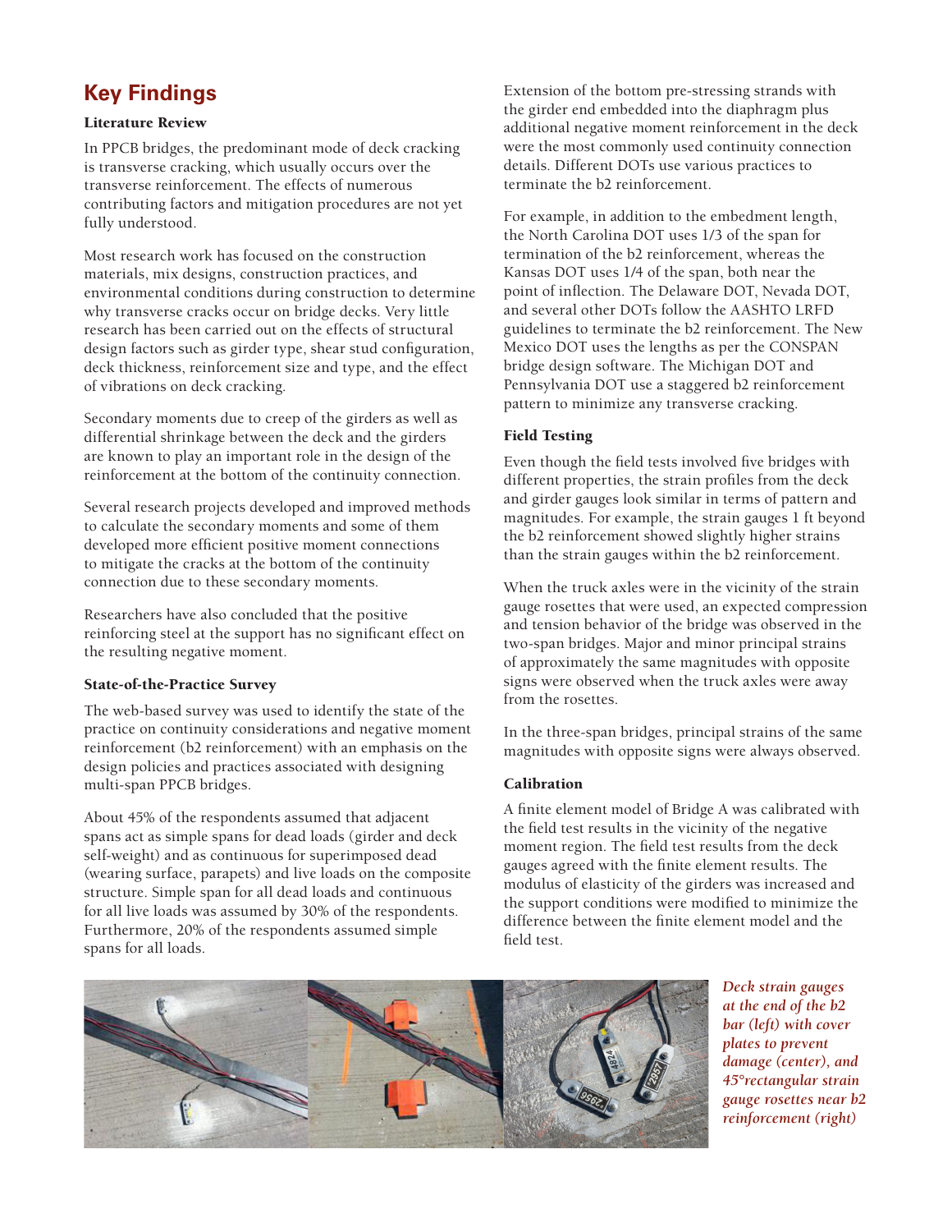## Key Findings

### Literature Review

In PPCB bridges, the predominant mode of deck cracking is transverse cracking, which usually occurs over the transverse reinforcement. The effects of numerous contributing factors and mitigation procedures are not yet fully understood.

Most research work has focused on the construction materials, mix designs, construction practices, and environmental conditions during construction to determine why transverse cracks occur on bridge decks. Very little research has been carried out on the effects of structural design factors such as girder type, shear stud configuration, deck thickness, reinforcement size and type, and the effect of vibrations on deck cracking.

Secondary moments due to creep of the girders as well as differential shrinkage between the deck and the girders are known to play an important role in the design of the reinforcement at the bottom of the continuity connection.

Several research projects developed and improved methods to calculate the secondary moments and some of them developed more efficient positive moment connections to mitigate the cracks at the bottom of the continuity connection due to these secondary moments.

Researchers have also concluded that the positive reinforcing steel at the support has no significant effect on the resulting negative moment.

### State-of-the-Practice Survey

The web-based survey was used to identify the state of the practice on continuity considerations and negative moment reinforcement (b2 reinforcement) with an emphasis on the design policies and practices associated with designing multi-span PPCB bridges.

About 45% of the respondents assumed that adjacent spans act as simple spans for dead loads (girder and deck self-weight) and as continuous for superimposed dead (wearing surface, parapets) and live loads on the composite structure. Simple span for all dead loads and continuous for all live loads was assumed by 30% of the respondents. Furthermore, 20% of the respondents assumed simple spans for all loads.

Extension of the bottom pre-stressing strands with the girder end embedded into the diaphragm plus additional negative moment reinforcement in the deck were the most commonly used continuity connection details. Different DOTs use various practices to terminate the b2 reinforcement.

For example, in addition to the embedment length, the North Carolina DOT uses 1/3 of the span for termination of the b2 reinforcement, whereas the Kansas DOT uses 1/4 of the span, both near the point of inflection. The Delaware DOT, Nevada DOT, and several other DOTs follow the AASHTO LRFD guidelines to terminate the b2 reinforcement. The New Mexico DOT uses the lengths as per the CONSPAN bridge design software. The Michigan DOT and Pennsylvania DOT use a staggered b2 reinforcement pattern to minimize any transverse cracking.

### Field Testing

Even though the field tests involved five bridges with different properties, the strain profiles from the deck and girder gauges look similar in terms of pattern and magnitudes. For example, the strain gauges 1 ft beyond the b2 reinforcement showed slightly higher strains than the strain gauges within the b2 reinforcement.

When the truck axles were in the vicinity of the strain gauge rosettes that were used, an expected compression and tension behavior of the bridge was observed in the two-span bridges. Major and minor principal strains of approximately the same magnitudes with opposite signs were observed when the truck axles were away from the rosettes.

In the three-span bridges, principal strains of the same magnitudes with opposite signs were always observed.

### Calibration

A finite element model of Bridge A was calibrated with the field test results in the vicinity of the negative moment region. The field test results from the deck gauges agreed with the finite element results. The modulus of elasticity of the girders was increased and the support conditions were modified to minimize the difference between the finite element model and the field test.

*Deck strain gauges at the end of the b2 bar (left) with cover plates to prevent damage (center), and 45°rectangular strain gauge rosettes near b2 reinforcement (right)*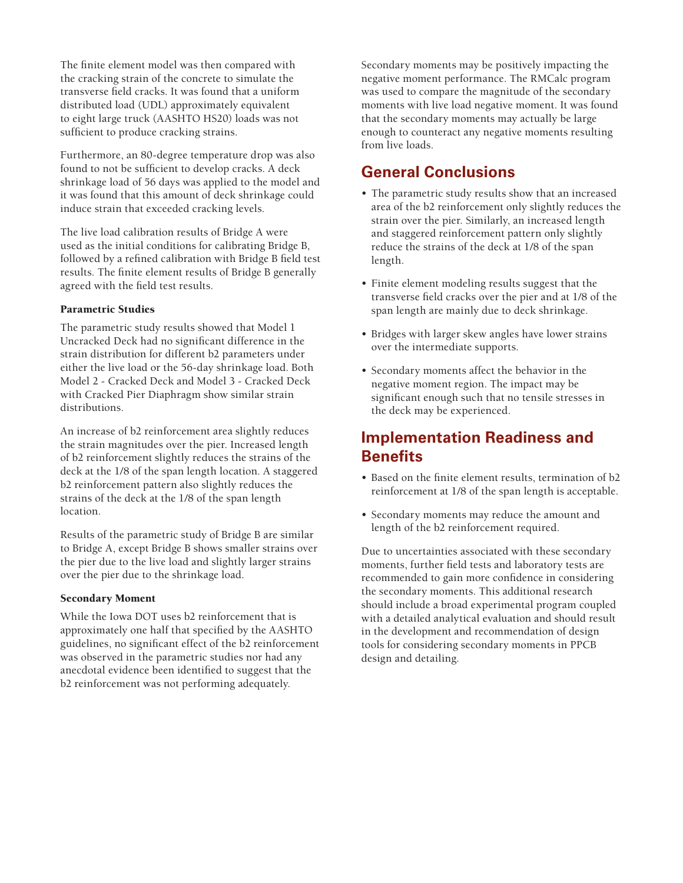The finite element model was then compared with the cracking strain of the concrete to simulate the transverse field cracks. It was found that a uniform distributed load (UDL) approximately equivalent to eight large truck (AASHTO HS20) loads was not sufficient to produce cracking strains.

Furthermore, an 80-degree temperature drop was also found to not be sufficient to develop cracks. A deck shrinkage load of 56 days was applied to the model and it was found that this amount of deck shrinkage could induce strain that exceeded cracking levels.

The live load calibration results of Bridge A were used as the initial conditions for calibrating Bridge B, followed by a refined calibration with Bridge B field test results. The finite element results of Bridge B generally agreed with the field test results.

### Parametric Studies

The parametric study results showed that Model 1 Uncracked Deck had no significant difference in the strain distribution for different b2 parameters under either the live load or the 56-day shrinkage load. Both Model 2 - Cracked Deck and Model 3 - Cracked Deck with Cracked Pier Diaphragm show similar strain distributions.

An increase of b2 reinforcement area slightly reduces the strain magnitudes over the pier. Increased length of b2 reinforcement slightly reduces the strains of the deck at the 1/8 of the span length location. A staggered b2 reinforcement pattern also slightly reduces the strains of the deck at the 1/8 of the span length location.

Results of the parametric study of Bridge B are similar to Bridge A, except Bridge B shows smaller strains over the pier due to the live load and slightly larger strains over the pier due to the shrinkage load.

### Secondary Moment

While the Iowa DOT uses b2 reinforcement that is approximately one half that specified by the AASHTO guidelines, no significant effect of the b2 reinforcement was observed in the parametric studies nor had any anecdotal evidence been identified to suggest that the b2 reinforcement was not performing adequately.

Secondary moments may be positively impacting the negative moment performance. The RMCalc program was used to compare the magnitude of the secondary moments with live load negative moment. It was found that the secondary moments may actually be large enough to counteract any negative moments resulting from live loads.

## General Conclusions

- The parametric study results show that an increased area of the b2 reinforcement only slightly reduces the strain over the pier. Similarly, an increased length and staggered reinforcement pattern only slightly reduce the strains of the deck at 1/8 of the span length.
- Finite element modeling results suggest that the transverse field cracks over the pier and at 1/8 of the span length are mainly due to deck shrinkage.
- Bridges with larger skew angles have lower strains over the intermediate supports.
- Secondary moments affect the behavior in the negative moment region. The impact may be significant enough such that no tensile stresses in the deck may be experienced.

## Implementation Readiness and Benefits

- Based on the finite element results, termination of b2 reinforcement at 1/8 of the span length is acceptable.
- Secondary moments may reduce the amount and length of the b2 reinforcement required.

Due to uncertainties associated with these secondary moments, further field tests and laboratory tests are recommended to gain more confidence in considering the secondary moments. This additional research should include a broad experimental program coupled with a detailed analytical evaluation and should result in the development and recommendation of design tools for considering secondary moments in PPCB design and detailing.